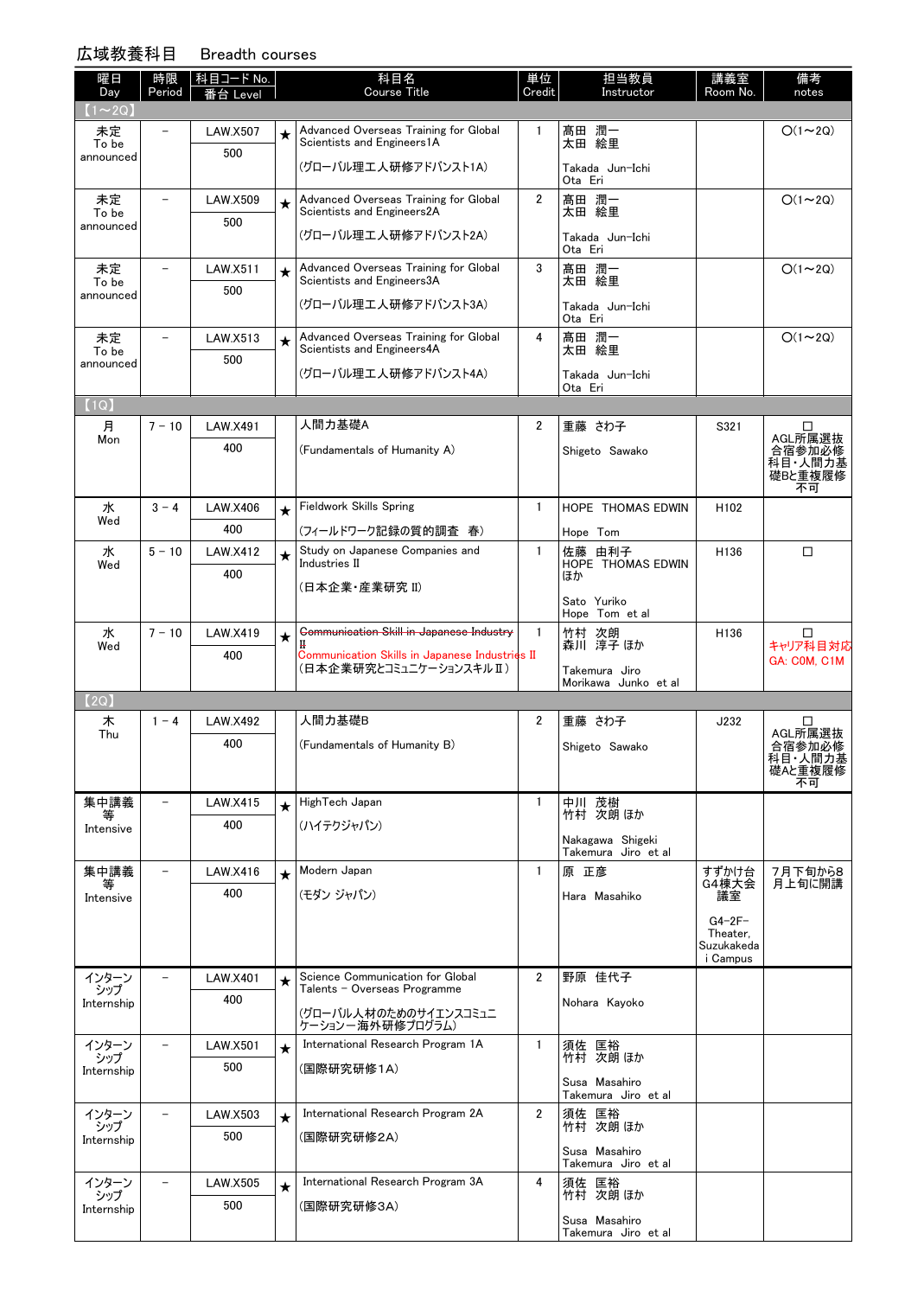# 広域教養科目　Breadth courses

| 曜日 Day | 時限 Period | 科目コード No. 番台 Level | | 科目名 Course Title | 単位 Credit | 担当教員 Instructor | 講義室 Room No. | 備考 notes |
|---|---|---|---|---|---|---|---|---|
| 【1～2Q】 | | | | | | | | |
| 未定 To be announced | － | LAW.X507 500 | ★ | Advanced Overseas Training for Global Scientists and Engineers1A (グローバル理工人研修アドバンスト1A) | 1 | 髙田 潤一 太田 絵里 Takada Jun-Ichi Ota Eri | | ○(1～2Q) |
| 未定 To be announced | － | LAW.X509 500 | ★ | Advanced Overseas Training for Global Scientists and Engineers2A (グローバル理工人研修アドバンスト2A) | 2 | 髙田 潤一 太田 絵里 Takada Jun-Ichi Ota Eri | | ○(1～2Q) |
| 未定 To be announced | － | LAW.X511 500 | ★ | Advanced Overseas Training for Global Scientists and Engineers3A (グローバル理工人研修アドバンスト3A) | 3 | 髙田 潤一 太田 絵里 Takada Jun-Ichi Ota Eri | | ○(1～2Q) |
| 未定 To be announced | － | LAW.X513 500 | ★ | Advanced Overseas Training for Global Scientists and Engineers4A (グローバル理工人研修アドバンスト4A) | 4 | 髙田 潤一 太田 絵里 Takada Jun-Ichi Ota Eri | | ○(1～2Q) |
| 【1Q】 | | | | | | | | |
| 月 Mon | 7 － 10 | LAW.X491 400 | | 人間力基礎A (Fundamentals of Humanity A) | 2 | 重藤 さわ子 Shigeto Sawako | S321 | □ AGL所属選抜合宿参加必修科目・人間力基礎Bと重複履修不可 |
| 水 Wed | 3 － 4 | LAW.X406 400 | ★ | Fieldwork Skills Spring (フィールドワーク記録の質的調査　春) | 1 | HOPE THOMAS EDWIN Hope Tom | H102 | |
| 水 Wed | 5 － 10 | LAW.X412 400 | ★ | Study on Japanese Companies and Industries II (日本企業・産業研究 II) | 1 | 佐藤 由利子 HOPE THOMAS EDWIN ほか Sato Yuriko Hope Tom et al | H136 | □ |
| 水 Wed | 7 － 10 | LAW.X419 400 | ★ | ~~Communication Skill in Japanese Industry II~~ Communication Skills in Japanese Industries II (日本企業研究とコミュニケーションスキル II) | 1 | 竹村 次朗 森川 淳子 ほか Takemura Jiro Morikawa Junko et al | H136 | □ キャリア科目対応 GA: C0M, C1M |
| 【2Q】 | | | | | | | | |
| 木 Thu | 1 － 4 | LAW.X492 400 | | 人間力基礎B (Fundamentals of Humanity B) | 2 | 重藤 さわ子 Shigeto Sawako | J232 | □ AGL所属選抜合宿参加必修科目・人間力基礎Aと重複履修不可 |
| 集中講義等 Intensive | － | LAW.X415 400 | ★ | HighTech Japan (ハイテクジャパン) | 1 | 中川 茂樹 竹村 次朗 ほか Nakagawa Shigeki Takemura Jiro et al | | |
| 集中講義等 Intensive | － | LAW.X416 400 | ★ | Modern Japan (モダン ジャパン) | 1 | 原 正彦 Hara Masahiko | すずかけ台G4棟大会議室 G4-2F-Theater, Suzukakedai Campus | 7月下旬から8月上旬に開講 |
| インターンシップ Internship | － | LAW.X401 400 | ★ | Science Communication for Global Talents − Overseas Programme (グローバル人材のためのサイエンスコミュニケーション―海外研修プログラム) | 2 | 野原 佳代子 Nohara Kayoko | | |
| インターンシップ Internship | － | LAW.X501 500 | ★ | International Research Program 1A (国際研究研修1A) | 1 | 須佐 匡裕 竹村 次朗 ほか Susa Masahiro Takemura Jiro et al | | |
| インターンシップ Internship | － | LAW.X503 500 | ★ | International Research Program 2A (国際研究研修2A) | 2 | 須佐 匡裕 竹村 次朗 ほか Susa Masahiro Takemura Jiro et al | | |
| インターンシップ Internship | － | LAW.X505 500 | ★ | International Research Program 3A (国際研究研修3A) | 4 | 須佐 匡裕 竹村 次朗 ほか Susa Masahiro Takemura Jiro et al | | |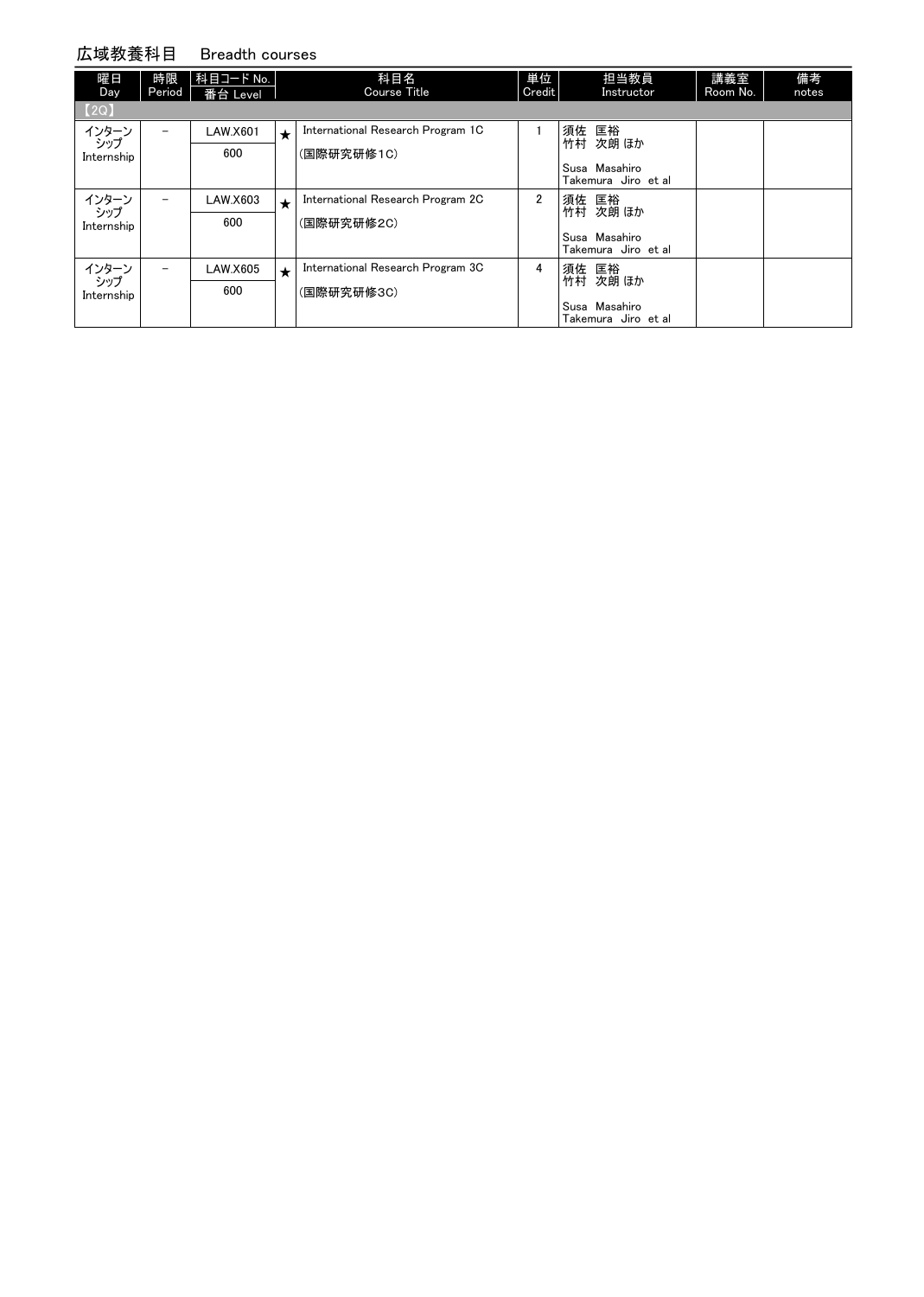## 広域教養科目　Breadth courses

| 曜日 Day | 時限 Period | 科目コード No. 番台 Level | | 科目名 Course Title | 単位 Credit | 担当教員 Instructor | 講義室 Room No. | 備考 notes |
|---|---|---|---|---|---|---|---|---|
| 【2Q】 | | | | | | | | |
| インターンシップ Internship | − | LAW.X601<br>600 | ★ | International Research Program 1C<br>(国際研究研修1C) | 1 | 須佐 匡裕<br>竹村 次朗 ほか<br>Susa Masahiro<br>Takemura Jiro et al | | |
| インターンシップ Internship | − | LAW.X603<br>600 | ★ | International Research Program 2C<br>(国際研究研修2C) | 2 | 須佐 匡裕<br>竹村 次朗 ほか<br>Susa Masahiro<br>Takemura Jiro et al | | |
| インターンシップ Internship | − | LAW.X605<br>600 | ★ | International Research Program 3C<br>(国際研究研修3C) | 4 | 須佐 匡裕<br>竹村 次朗 ほか<br>Susa Masahiro<br>Takemura Jiro et al | | |